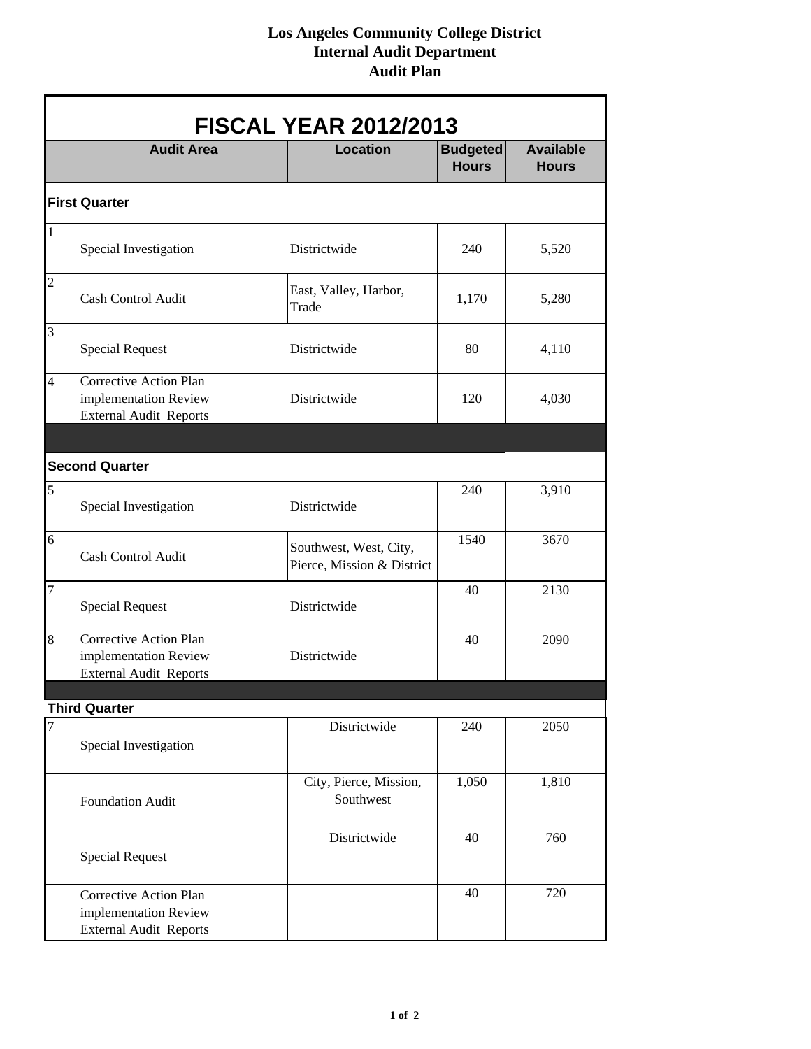# Los Angeles Community College District
## Internal Audit Department
## Audit Plan

| FISCAL YEAR 2012/2013 | | | | |
|---|---|---|---|---|
| | **Audit Area** | **Location** | **Budgeted Hours** | **Available Hours** |
| **First Quarter** | | | | |
| 1 | Special Investigation | Districtwide | 240 | 5,520 |
| 2 | Cash Control Audit | East, Valley, Harbor, Trade | 1,170 | 5,280 |
| 3 | Special Request | Districtwide | 80 | 4,110 |
| 4 | Corrective Action Plan implementation Review External Audit Reports | Districtwide | 120 | 4,030 |
| **Second Quarter** | | | | |
| 5 | Special Investigation | Districtwide | 240 | 3,910 |
| 6 | Cash Control Audit | Southwest, West, City, Pierce, Mission & District | 1540 | 3670 |
| 7 | Special Request | Districtwide | 40 | 2130 |
| 8 | Corrective Action Plan implementation Review External Audit Reports | Districtwide | 40 | 2090 |
| **Third Quarter** | | | | |
| 7 | Special Investigation | Districtwide | 240 | 2050 |
| | Foundation Audit | City, Pierce, Mission, Southwest | 1,050 | 1,810 |
| | Special Request | Districtwide | 40 | 760 |
| | Corrective Action Plan implementation Review External Audit Reports | | 40 | 720 |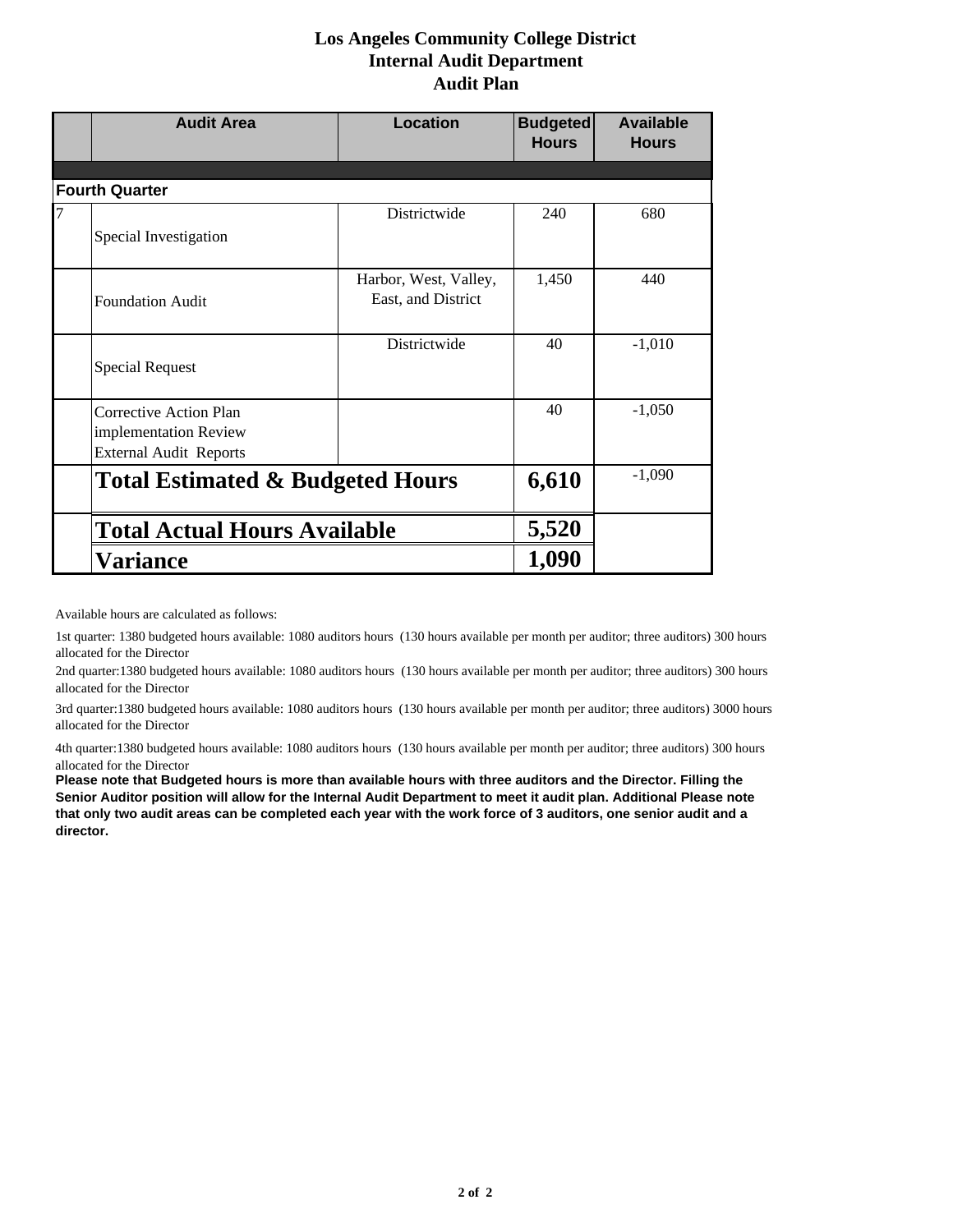# Los Angeles Community College District
## Internal Audit Department
## Audit Plan

| | Audit Area | Location | Budgeted Hours | Available Hours |
|---|---|---|---|---|
| | | | | |
| **Fourth Quarter** | | | | |
| 7 | Special Investigation | Districtwide | 240 | 680 |
| | Foundation Audit | Harbor, West, Valley, East, and District | 1,450 | 440 |
| | Special Request | Districtwide | 40 | -1,010 |
| | Corrective Action Plan implementation Review External Audit Reports | | 40 | -1,050 |
| | **Total Estimated & Budgeted Hours** | | **6,610** | -1,090 |
| | **Total Actual Hours Available** | | **5,520** | |
| | **Variance** | | **1,090** | |

Available hours are calculated as follows:

1st quarter: 1380 budgeted hours available: 1080 auditors hours (130 hours available per month per auditor; three auditors) 300 hours allocated for the Director

2nd quarter:1380 budgeted hours available: 1080 auditors hours (130 hours available per month per auditor; three auditors) 300 hours allocated for the Director

3rd quarter:1380 budgeted hours available: 1080 auditors hours (130 hours available per month per auditor; three auditors) 3000 hours allocated for the Director

4th quarter:1380 budgeted hours available: 1080 auditors hours (130 hours available per month per auditor; three auditors) 300 hours allocated for the Director

**Please note that Budgeted hours is more than available hours with three auditors and the Director. Filling the Senior Auditor position will allow for the Internal Audit Department to meet it audit plan. Additional Please note that only two audit areas can be completed each year with the work force of 3 auditors, one senior audit and a director.**